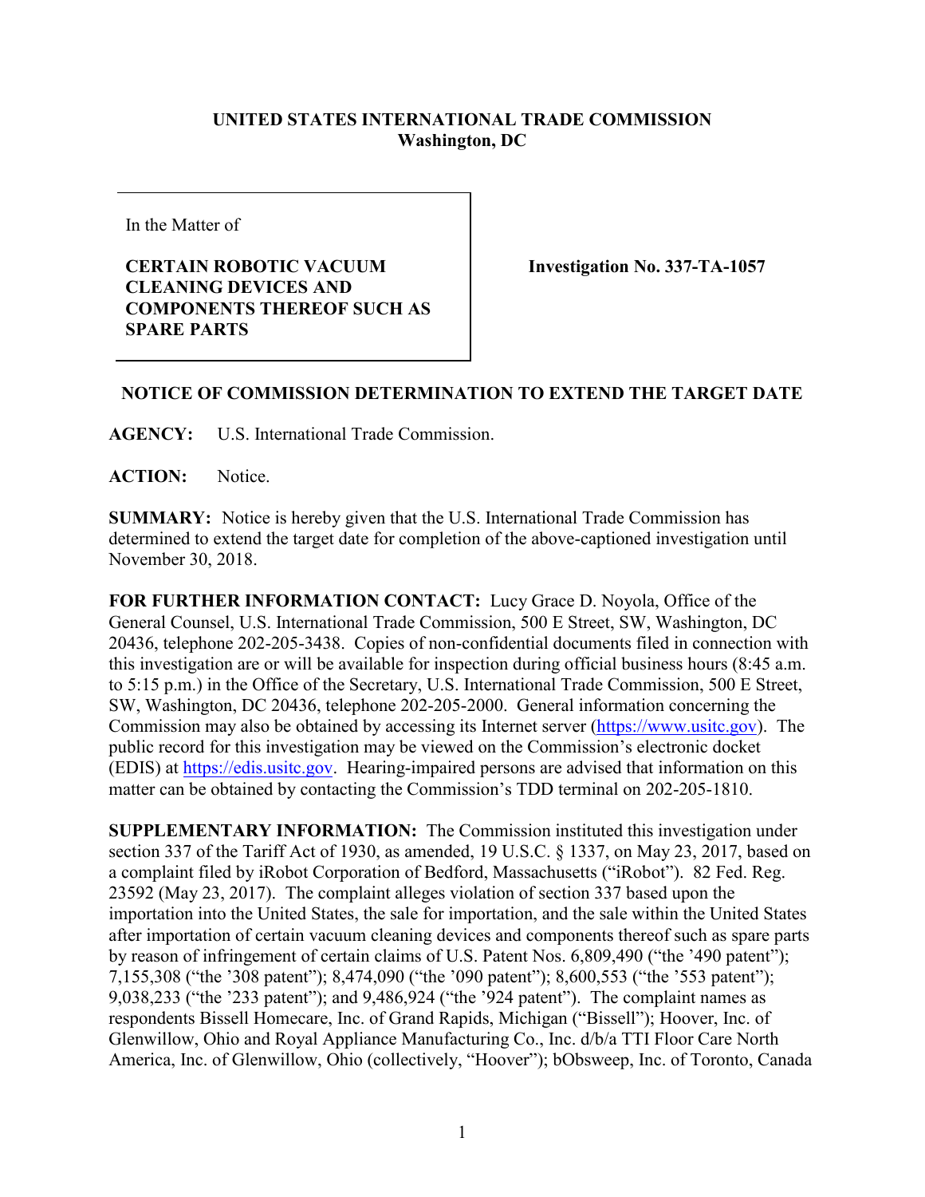**UNITED STATES INTERNATIONAL TRADE COMMISSION**
**Washington, DC**

| In the Matter of<br><br>**CERTAIN ROBOTIC VACUUM CLEANING DEVICES AND COMPONENTS THEREOF SUCH AS SPARE PARTS** | **Investigation No. 337-TA-1057** |
|---|---|

**NOTICE OF COMMISSION DETERMINATION TO EXTEND THE TARGET DATE**

**AGENCY:** U.S. International Trade Commission.

**ACTION:** Notice.

**SUMMARY:** Notice is hereby given that the U.S. International Trade Commission has determined to extend the target date for completion of the above-captioned investigation until November 30, 2018.

**FOR FURTHER INFORMATION CONTACT:** Lucy Grace D. Noyola, Office of the General Counsel, U.S. International Trade Commission, 500 E Street, SW, Washington, DC 20436, telephone 202-205-3438. Copies of non-confidential documents filed in connection with this investigation are or will be available for inspection during official business hours (8:45 a.m. to 5:15 p.m.) in the Office of the Secretary, U.S. International Trade Commission, 500 E Street, SW, Washington, DC 20436, telephone 202-205-2000. General information concerning the Commission may also be obtained by accessing its Internet server (https://www.usitc.gov). The public record for this investigation may be viewed on the Commission's electronic docket (EDIS) at https://edis.usitc.gov. Hearing-impaired persons are advised that information on this matter can be obtained by contacting the Commission's TDD terminal on 202-205-1810.

**SUPPLEMENTARY INFORMATION:** The Commission instituted this investigation under section 337 of the Tariff Act of 1930, as amended, 19 U.S.C. § 1337, on May 23, 2017, based on a complaint filed by iRobot Corporation of Bedford, Massachusetts ("iRobot"). 82 Fed. Reg. 23592 (May 23, 2017). The complaint alleges violation of section 337 based upon the importation into the United States, the sale for importation, and the sale within the United States after importation of certain vacuum cleaning devices and components thereof such as spare parts by reason of infringement of certain claims of U.S. Patent Nos. 6,809,490 ("the '490 patent"); 7,155,308 ("the '308 patent"); 8,474,090 ("the '090 patent"); 8,600,553 ("the '553 patent"); 9,038,233 ("the '233 patent"); and 9,486,924 ("the '924 patent"). The complaint names as respondents Bissell Homecare, Inc. of Grand Rapids, Michigan ("Bissell"); Hoover, Inc. of Glenwillow, Ohio and Royal Appliance Manufacturing Co., Inc. d/b/a TTI Floor Care North America, Inc. of Glenwillow, Ohio (collectively, "Hoover"); bObsweep, Inc. of Toronto, Canada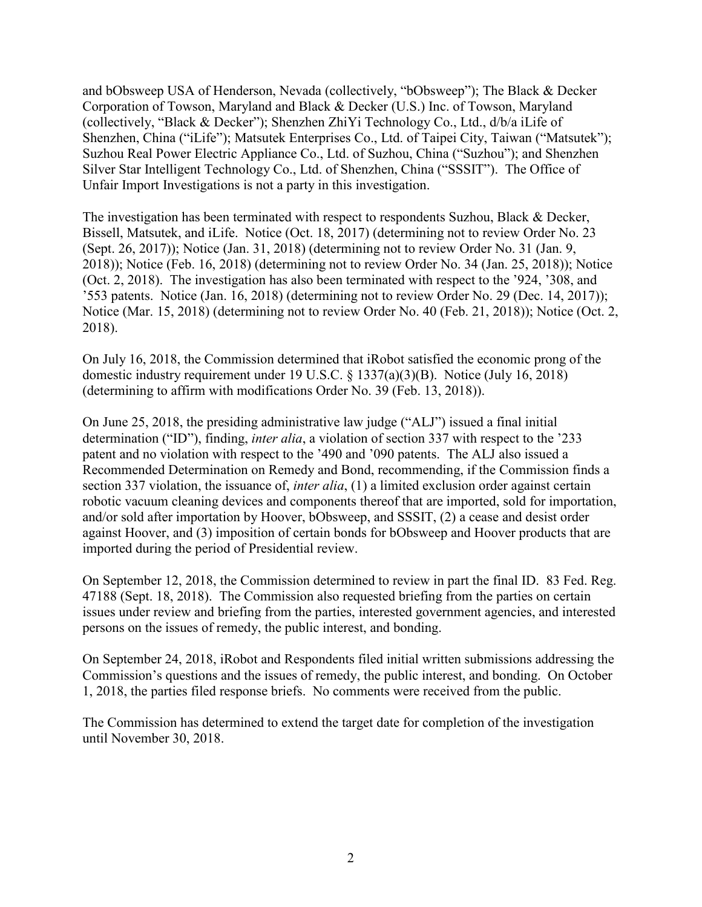and bObsweep USA of Henderson, Nevada (collectively, "bObsweep"); The Black & Decker Corporation of Towson, Maryland and Black & Decker (U.S.) Inc. of Towson, Maryland (collectively, "Black & Decker"); Shenzhen ZhiYi Technology Co., Ltd., d/b/a iLife of Shenzhen, China ("iLife"); Matsutek Enterprises Co., Ltd. of Taipei City, Taiwan ("Matsutek"); Suzhou Real Power Electric Appliance Co., Ltd. of Suzhou, China ("Suzhou"); and Shenzhen Silver Star Intelligent Technology Co., Ltd. of Shenzhen, China ("SSSIT"). The Office of Unfair Import Investigations is not a party in this investigation.

The investigation has been terminated with respect to respondents Suzhou, Black & Decker, Bissell, Matsutek, and iLife. Notice (Oct. 18, 2017) (determining not to review Order No. 23 (Sept. 26, 2017)); Notice (Jan. 31, 2018) (determining not to review Order No. 31 (Jan. 9, 2018)); Notice (Feb. 16, 2018) (determining not to review Order No. 34 (Jan. 25, 2018)); Notice (Oct. 2, 2018). The investigation has also been terminated with respect to the '924, '308, and '553 patents. Notice (Jan. 16, 2018) (determining not to review Order No. 29 (Dec. 14, 2017)); Notice (Mar. 15, 2018) (determining not to review Order No. 40 (Feb. 21, 2018)); Notice (Oct. 2, 2018).

On July 16, 2018, the Commission determined that iRobot satisfied the economic prong of the domestic industry requirement under 19 U.S.C. § 1337(a)(3)(B). Notice (July 16, 2018) (determining to affirm with modifications Order No. 39 (Feb. 13, 2018)).

On June 25, 2018, the presiding administrative law judge ("ALJ") issued a final initial determination ("ID"), finding, *inter alia*, a violation of section 337 with respect to the '233 patent and no violation with respect to the '490 and '090 patents. The ALJ also issued a Recommended Determination on Remedy and Bond, recommending, if the Commission finds a section 337 violation, the issuance of, *inter alia*, (1) a limited exclusion order against certain robotic vacuum cleaning devices and components thereof that are imported, sold for importation, and/or sold after importation by Hoover, bObsweep, and SSSIT, (2) a cease and desist order against Hoover, and (3) imposition of certain bonds for bObsweep and Hoover products that are imported during the period of Presidential review.

On September 12, 2018, the Commission determined to review in part the final ID. 83 Fed. Reg. 47188 (Sept. 18, 2018). The Commission also requested briefing from the parties on certain issues under review and briefing from the parties, interested government agencies, and interested persons on the issues of remedy, the public interest, and bonding.

On September 24, 2018, iRobot and Respondents filed initial written submissions addressing the Commission's questions and the issues of remedy, the public interest, and bonding. On October 1, 2018, the parties filed response briefs. No comments were received from the public.

The Commission has determined to extend the target date for completion of the investigation until November 30, 2018.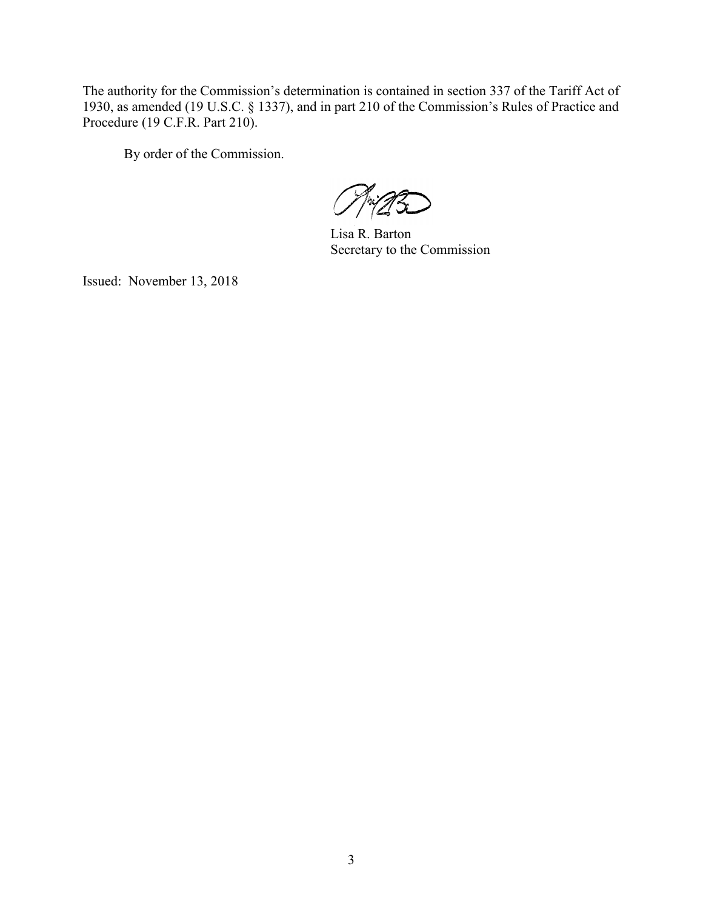The authority for the Commission's determination is contained in section 337 of the Tariff Act of 1930, as amended (19 U.S.C. § 1337), and in part 210 of the Commission's Rules of Practice and Procedure (19 C.F.R. Part 210).

By order of the Commission.

Lisa R. Barton
Secretary to the Commission

Issued: November 13, 2018